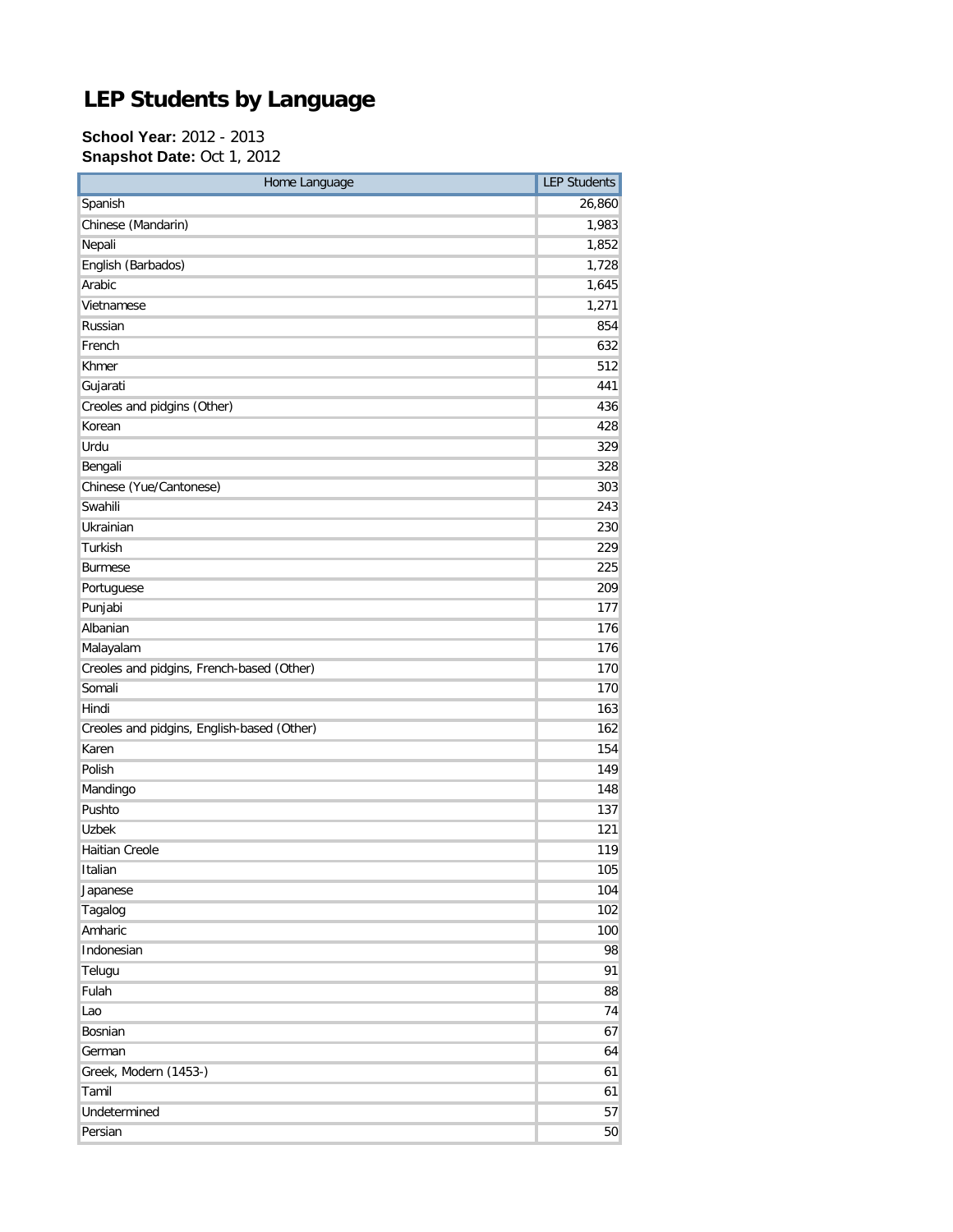# LEP Students by Language

**School Year:** 2012 - 2013
**Snapshot Date:** Oct 1, 2012

| Home Language | LEP Students |
|---|---|
| Spanish | 26,860 |
| Chinese (Mandarin) | 1,983 |
| Nepali | 1,852 |
| English (Barbados) | 1,728 |
| Arabic | 1,645 |
| Vietnamese | 1,271 |
| Russian | 854 |
| French | 632 |
| Khmer | 512 |
| Gujarati | 441 |
| Creoles and pidgins (Other) | 436 |
| Korean | 428 |
| Urdu | 329 |
| Bengali | 328 |
| Chinese (Yue/Cantonese) | 303 |
| Swahili | 243 |
| Ukrainian | 230 |
| Turkish | 229 |
| Burmese | 225 |
| Portuguese | 209 |
| Punjabi | 177 |
| Albanian | 176 |
| Malayalam | 176 |
| Creoles and pidgins, French-based (Other) | 170 |
| Somali | 170 |
| Hindi | 163 |
| Creoles and pidgins, English-based (Other) | 162 |
| Karen | 154 |
| Polish | 149 |
| Mandingo | 148 |
| Pushto | 137 |
| Uzbek | 121 |
| Haitian Creole | 119 |
| Italian | 105 |
| Japanese | 104 |
| Tagalog | 102 |
| Amharic | 100 |
| Indonesian | 98 |
| Telugu | 91 |
| Fulah | 88 |
| Lao | 74 |
| Bosnian | 67 |
| German | 64 |
| Greek, Modern (1453-) | 61 |
| Tamil | 61 |
| Undetermined | 57 |
| Persian | 50 |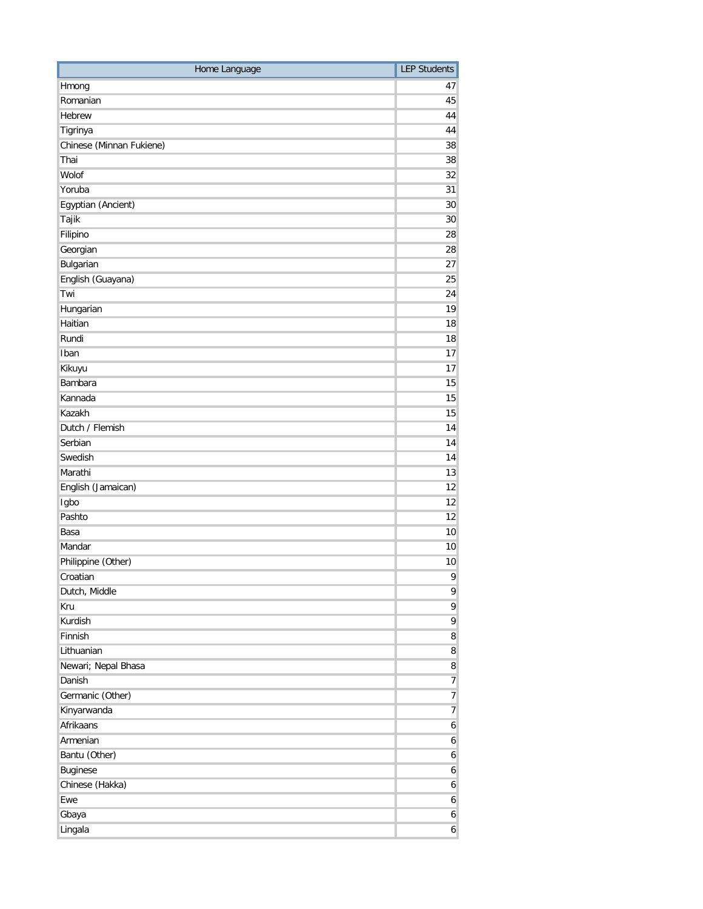| Home Language | LEP Students |
|---|---|
| Hmong | 47 |
| Romanian | 45 |
| Hebrew | 44 |
| Tigrinya | 44 |
| Chinese (Minnan Fukiene) | 38 |
| Thai | 38 |
| Wolof | 32 |
| Yoruba | 31 |
| Egyptian (Ancient) | 30 |
| Tajik | 30 |
| Filipino | 28 |
| Georgian | 28 |
| Bulgarian | 27 |
| English (Guayana) | 25 |
| Twi | 24 |
| Hungarian | 19 |
| Haitian | 18 |
| Rundi | 18 |
| Iban | 17 |
| Kikuyu | 17 |
| Bambara | 15 |
| Kannada | 15 |
| Kazakh | 15 |
| Dutch / Flemish | 14 |
| Serbian | 14 |
| Swedish | 14 |
| Marathi | 13 |
| English (Jamaican) | 12 |
| Igbo | 12 |
| Pashto | 12 |
| Basa | 10 |
| Mandar | 10 |
| Philippine (Other) | 10 |
| Croatian | 9 |
| Dutch, Middle | 9 |
| Kru | 9 |
| Kurdish | 9 |
| Finnish | 8 |
| Lithuanian | 8 |
| Newari; Nepal Bhasa | 8 |
| Danish | 7 |
| Germanic (Other) | 7 |
| Kinyarwanda | 7 |
| Afrikaans | 6 |
| Armenian | 6 |
| Bantu (Other) | 6 |
| Buginese | 6 |
| Chinese (Hakka) | 6 |
| Ewe | 6 |
| Gbaya | 6 |
| Lingala | 6 |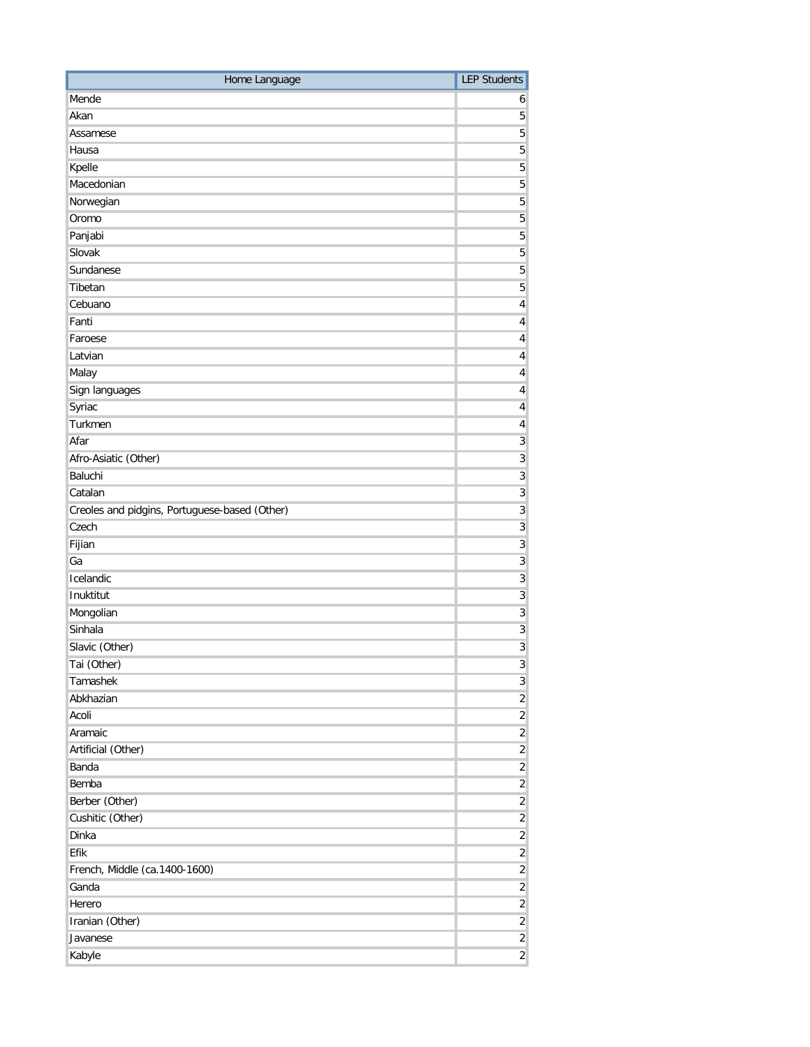| Home Language | LEP Students |
| --- | --- |
| Mende | 6 |
| Akan | 5 |
| Assamese | 5 |
| Hausa | 5 |
| Kpelle | 5 |
| Macedonian | 5 |
| Norwegian | 5 |
| Oromo | 5 |
| Panjabi | 5 |
| Slovak | 5 |
| Sundanese | 5 |
| Tibetan | 5 |
| Cebuano | 4 |
| Fanti | 4 |
| Faroese | 4 |
| Latvian | 4 |
| Malay | 4 |
| Sign languages | 4 |
| Syriac | 4 |
| Turkmen | 4 |
| Afar | 3 |
| Afro-Asiatic (Other) | 3 |
| Baluchi | 3 |
| Catalan | 3 |
| Creoles and pidgins, Portuguese-based (Other) | 3 |
| Czech | 3 |
| Fijian | 3 |
| Ga | 3 |
| Icelandic | 3 |
| Inuktitut | 3 |
| Mongolian | 3 |
| Sinhala | 3 |
| Slavic (Other) | 3 |
| Tai (Other) | 3 |
| Tamashek | 3 |
| Abkhazian | 2 |
| Acoli | 2 |
| Aramaic | 2 |
| Artificial (Other) | 2 |
| Banda | 2 |
| Bemba | 2 |
| Berber (Other) | 2 |
| Cushitic (Other) | 2 |
| Dinka | 2 |
| Efik | 2 |
| French, Middle (ca.1400-1600) | 2 |
| Ganda | 2 |
| Herero | 2 |
| Iranian (Other) | 2 |
| Javanese | 2 |
| Kabyle | 2 |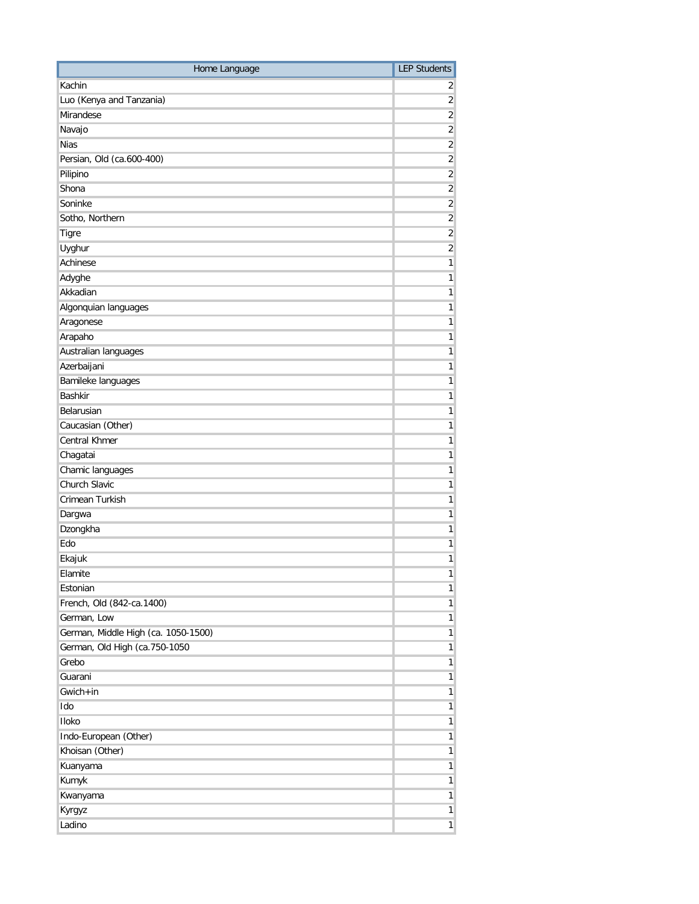| Home Language | LEP Students |
|---|---|
| Kachin | 2 |
| Luo (Kenya and Tanzania) | 2 |
| Mirandese | 2 |
| Navajo | 2 |
| Nias | 2 |
| Persian, Old (ca.600-400) | 2 |
| Pilipino | 2 |
| Shona | 2 |
| Soninke | 2 |
| Sotho, Northern | 2 |
| Tigre | 2 |
| Uyghur | 2 |
| Achinese | 1 |
| Adyghe | 1 |
| Akkadian | 1 |
| Algonquian languages | 1 |
| Aragonese | 1 |
| Arapaho | 1 |
| Australian languages | 1 |
| Azerbaijani | 1 |
| Bamileke languages | 1 |
| Bashkir | 1 |
| Belarusian | 1 |
| Caucasian (Other) | 1 |
| Central Khmer | 1 |
| Chagatai | 1 |
| Chamic languages | 1 |
| Church Slavic | 1 |
| Crimean Turkish | 1 |
| Dargwa | 1 |
| Dzongkha | 1 |
| Edo | 1 |
| Ekajuk | 1 |
| Elamite | 1 |
| Estonian | 1 |
| French, Old (842-ca.1400) | 1 |
| German, Low | 1 |
| German, Middle High (ca. 1050-1500) | 1 |
| German, Old High (ca.750-1050 | 1 |
| Grebo | 1 |
| Guarani | 1 |
| Gwich+in | 1 |
| Ido | 1 |
| Iloko | 1 |
| Indo-European (Other) | 1 |
| Khoisan (Other) | 1 |
| Kuanyama | 1 |
| Kumyk | 1 |
| Kwanyama | 1 |
| Kyrgyz | 1 |
| Ladino | 1 |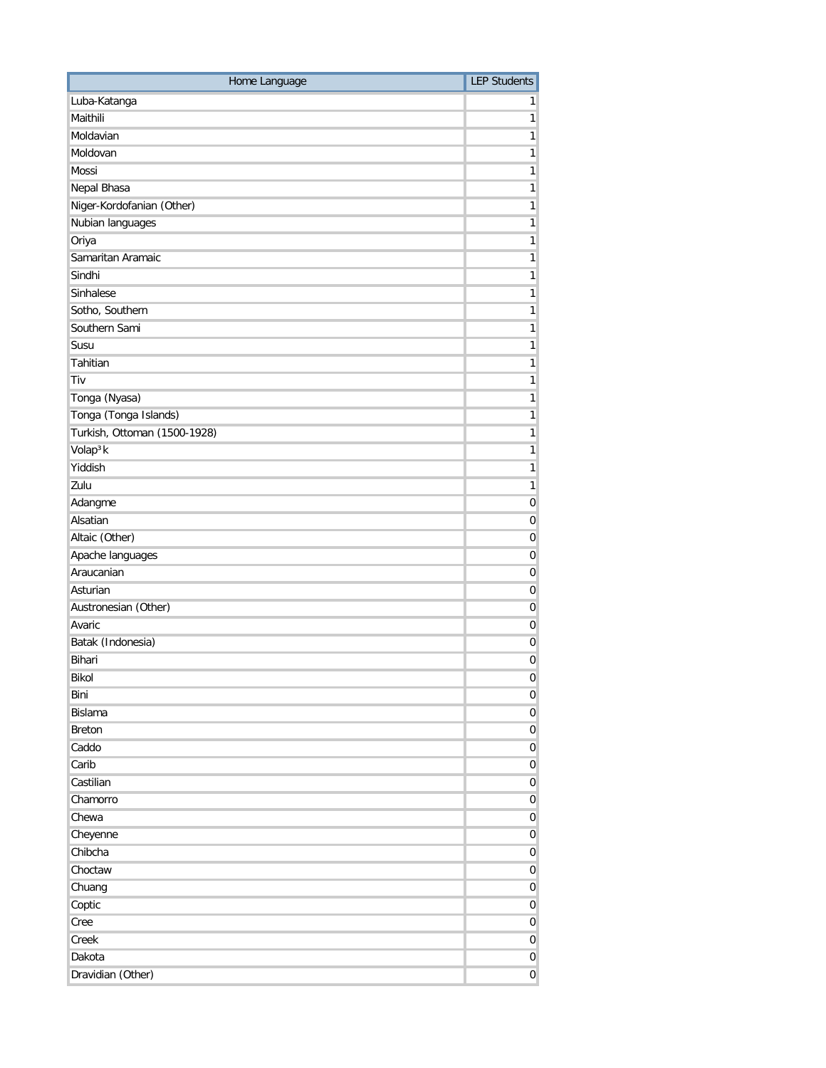| Home Language | LEP Students |
| --- | --- |
| Luba-Katanga | 1 |
| Maithili | 1 |
| Moldavian | 1 |
| Moldovan | 1 |
| Mossi | 1 |
| Nepal Bhasa | 1 |
| Niger-Kordofanian (Other) | 1 |
| Nubian languages | 1 |
| Oriya | 1 |
| Samaritan Aramaic | 1 |
| Sindhi | 1 |
| Sinhalese | 1 |
| Sotho, Southern | 1 |
| Southern Sami | 1 |
| Susu | 1 |
| Tahitian | 1 |
| Tiv | 1 |
| Tonga (Nyasa) | 1 |
| Tonga (Tonga Islands) | 1 |
| Turkish, Ottoman (1500-1928) | 1 |
| Volap³k | 1 |
| Yiddish | 1 |
| Zulu | 1 |
| Adangme | 0 |
| Alsatian | 0 |
| Altaic (Other) | 0 |
| Apache languages | 0 |
| Araucanian | 0 |
| Asturian | 0 |
| Austronesian (Other) | 0 |
| Avaric | 0 |
| Batak (Indonesia) | 0 |
| Bihari | 0 |
| Bikol | 0 |
| Bini | 0 |
| Bislama | 0 |
| Breton | 0 |
| Caddo | 0 |
| Carib | 0 |
| Castilian | 0 |
| Chamorro | 0 |
| Chewa | 0 |
| Cheyenne | 0 |
| Chibcha | 0 |
| Choctaw | 0 |
| Chuang | 0 |
| Coptic | 0 |
| Cree | 0 |
| Creek | 0 |
| Dakota | 0 |
| Dravidian (Other) | 0 |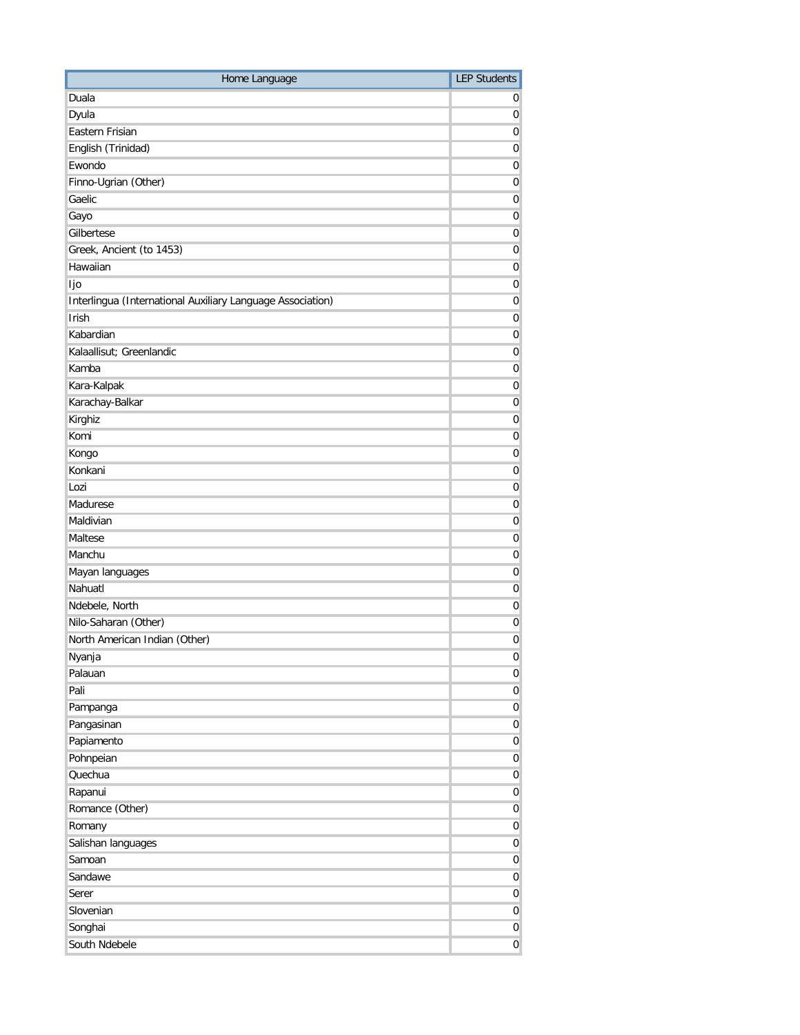| Home Language | LEP Students |
| --- | --- |
| Duala | 0 |
| Dyula | 0 |
| Eastern Frisian | 0 |
| English (Trinidad) | 0 |
| Ewondo | 0 |
| Finno-Ugrian (Other) | 0 |
| Gaelic | 0 |
| Gayo | 0 |
| Gilbertese | 0 |
| Greek, Ancient (to 1453) | 0 |
| Hawaiian | 0 |
| Ijo | 0 |
| Interlingua (International Auxiliary Language Association) | 0 |
| Irish | 0 |
| Kabardian | 0 |
| Kalaallisut; Greenlandic | 0 |
| Kamba | 0 |
| Kara-Kalpak | 0 |
| Karachay-Balkar | 0 |
| Kirghiz | 0 |
| Komi | 0 |
| Kongo | 0 |
| Konkani | 0 |
| Lozi | 0 |
| Madurese | 0 |
| Maldivian | 0 |
| Maltese | 0 |
| Manchu | 0 |
| Mayan languages | 0 |
| Nahuatl | 0 |
| Ndebele, North | 0 |
| Nilo-Saharan (Other) | 0 |
| North American Indian (Other) | 0 |
| Nyanja | 0 |
| Palauan | 0 |
| Pali | 0 |
| Pampanga | 0 |
| Pangasinan | 0 |
| Papiamento | 0 |
| Pohnpeian | 0 |
| Quechua | 0 |
| Rapanui | 0 |
| Romance (Other) | 0 |
| Romany | 0 |
| Salishan languages | 0 |
| Samoan | 0 |
| Sandawe | 0 |
| Serer | 0 |
| Slovenian | 0 |
| Songhai | 0 |
| South Ndebele | 0 |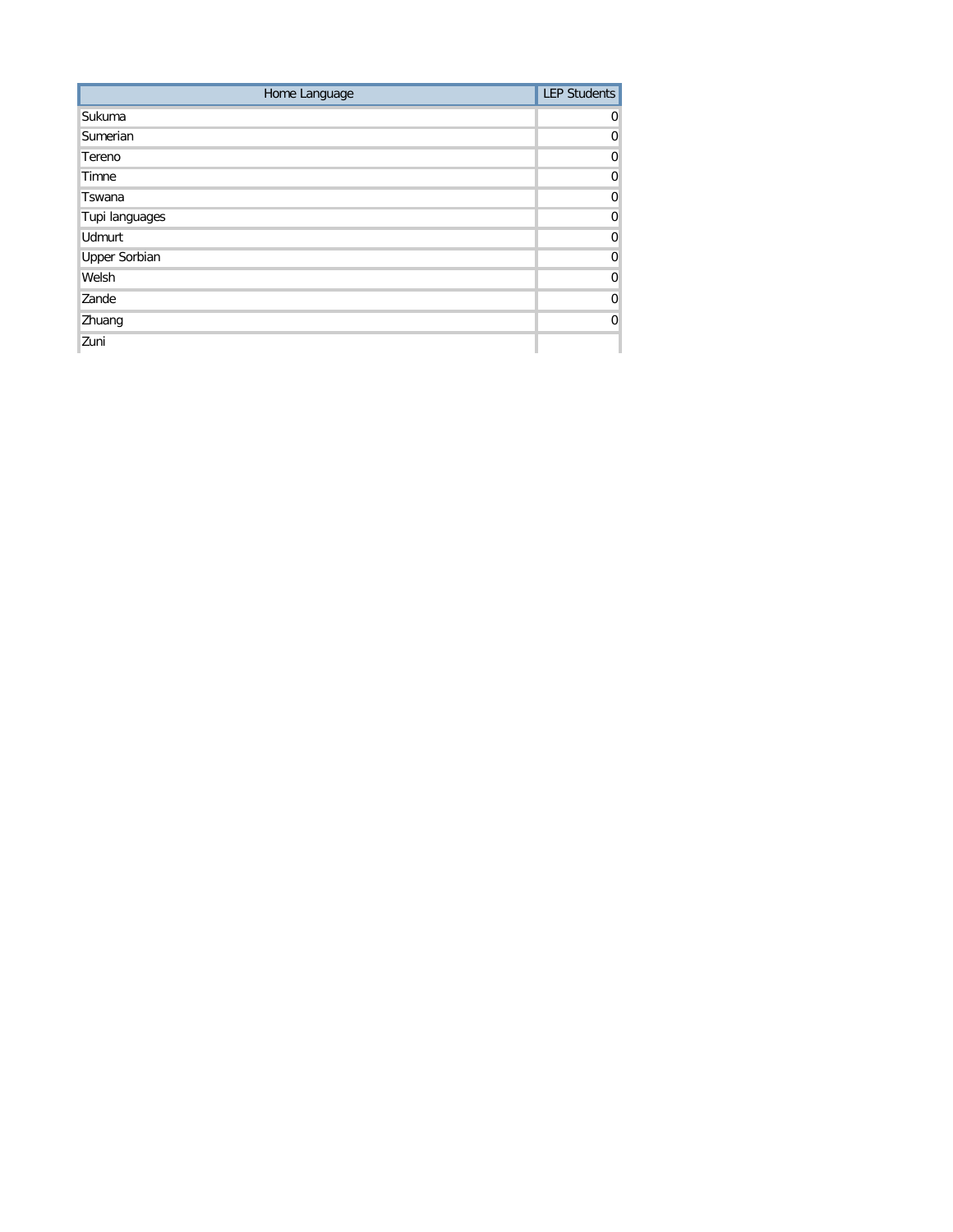| Home Language | LEP Students |
| --- | --- |
| Sukuma | 0 |
| Sumerian | 0 |
| Tereno | 0 |
| Timne | 0 |
| Tswana | 0 |
| Tupi languages | 0 |
| Udmurt | 0 |
| Upper Sorbian | 0 |
| Welsh | 0 |
| Zande | 0 |
| Zhuang | 0 |
| Zuni | |